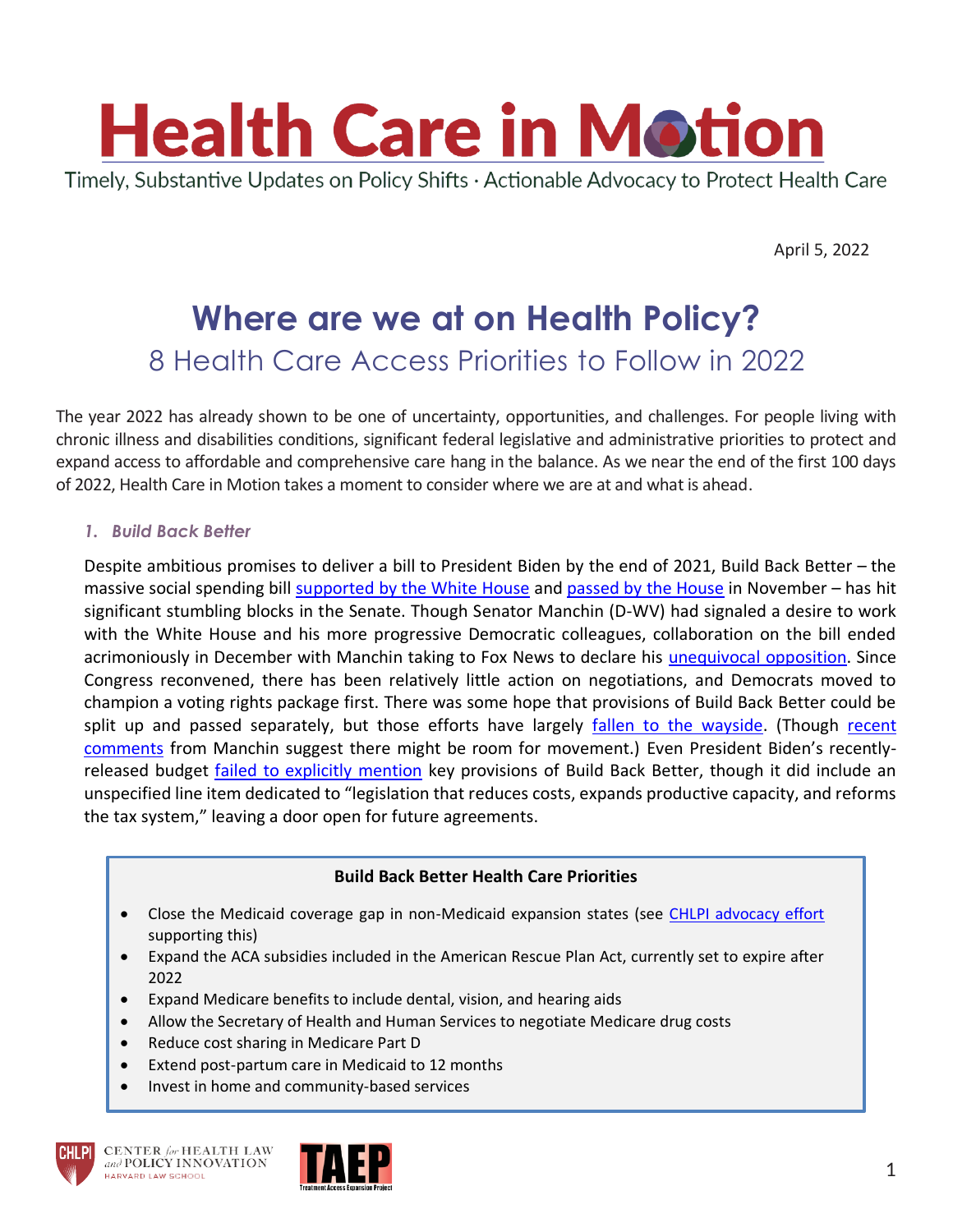# Health Care in Motion

Timely, Substantive Updates on Policy Shifts · Actionable Advocacy to Protect Health Care

April 5, 2022

## Where are we at on Health Policy?

### 8 Health Care Access Priorities to Follow in 2022

The year 2022 has already shown to be one of uncertainty, opportunities, and challenges. For people living with chronic illness and disabilities conditions, significant federal legislative and administrative priorities to protect and expand access to affordable and comprehensive care hang in the balance. As we near the end of the first 100 days of 2022, Health Care in Motion takes a moment to consider where we are at and what is ahead.

#### *1. Build Back Better*

Despite ambitious promises to deliver a bill to President Biden by the end of 2021, Build Back Better – the massive social spending bill supported by the White House and passed by the House in November – has hit significant stumbling blocks in the Senate. Though Senator Manchin (D-WV) had signaled a desire to work with the White House and his more progressive Democratic colleagues, collaboration on the bill ended acrimoniously in December with Manchin taking to Fox News to declare his unequivocal opposition. Since Congress reconvened, there has been relatively little action on negotiations, and Democrats moved to champion a voting rights package first. There was some hope that provisions of Build Back Better could be split up and passed separately, but those efforts have largely fallen to the wayside. (Though recent comments from Manchin suggest there might be room for movement.) Even President Biden's recently-released budget failed to explicitly mention key provisions of Build Back Better, though it did include an unspecified line item dedicated to "legislation that reduces costs, expands productive capacity, and reforms the tax system," leaving a door open for future agreements.

**Build Back Better Health Care Priorities**

- Close the Medicaid coverage gap in non-Medicaid expansion states (see CHLPI advocacy effort supporting this)
- Expand the ACA subsidies included in the American Rescue Plan Act, currently set to expire after 2022
- Expand Medicare benefits to include dental, vision, and hearing aids
- Allow the Secretary of Health and Human Services to negotiate Medicare drug costs
- Reduce cost sharing in Medicare Part D
- Extend post-partum care in Medicaid to 12 months
- Invest in home and community-based services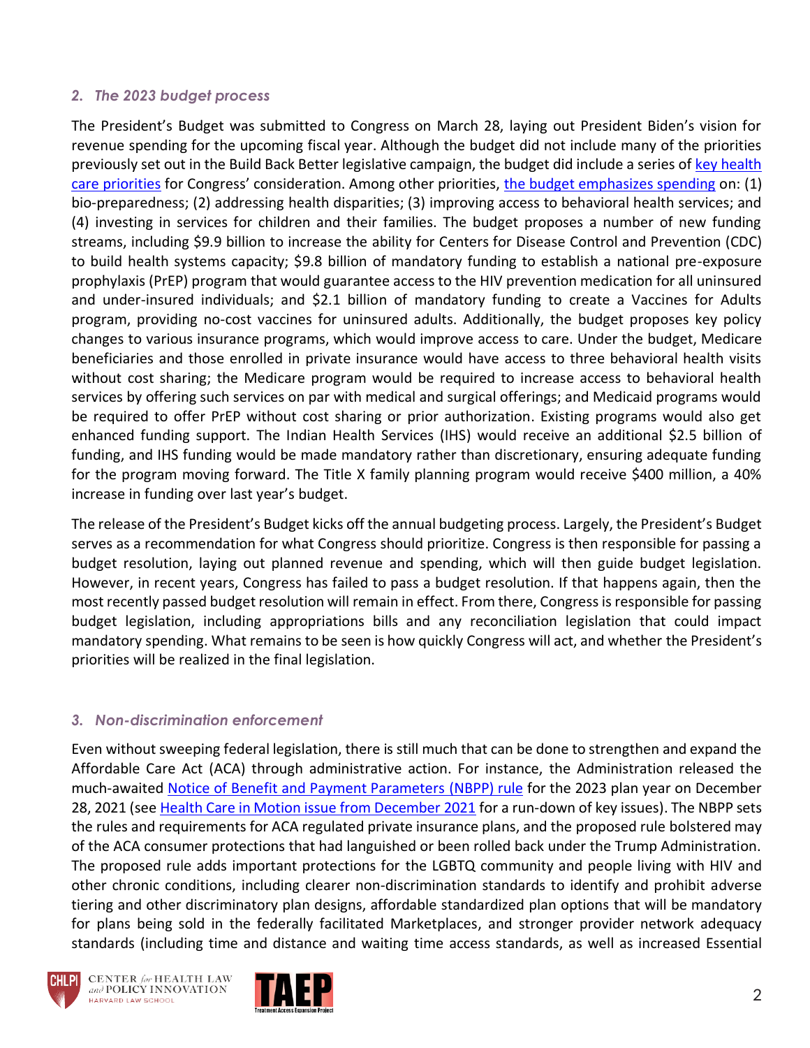### *2. The 2023 budget process*

The President's Budget was submitted to Congress on March 28, laying out President Biden's vision for revenue spending for the upcoming fiscal year. Although the budget did not include many of the priorities previously set out in the Build Back Better legislative campaign, the budget did include a series of key health care priorities for Congress' consideration. Among other priorities, the budget emphasizes spending on: (1) bio-preparedness; (2) addressing health disparities; (3) improving access to behavioral health services; and (4) investing in services for children and their families. The budget proposes a number of new funding streams, including $9.9 billion to increase the ability for Centers for Disease Control and Prevention (CDC) to build health systems capacity; $9.8 billion of mandatory funding to establish a national pre-exposure prophylaxis (PrEP) program that would guarantee access to the HIV prevention medication for all uninsured and under-insured individuals; and $2.1 billion of mandatory funding to create a Vaccines for Adults program, providing no-cost vaccines for uninsured adults. Additionally, the budget proposes key policy changes to various insurance programs, which would improve access to care. Under the budget, Medicare beneficiaries and those enrolled in private insurance would have access to three behavioral health visits without cost sharing; the Medicare program would be required to increase access to behavioral health services by offering such services on par with medical and surgical offerings; and Medicaid programs would be required to offer PrEP without cost sharing or prior authorization. Existing programs would also get enhanced funding support. The Indian Health Services (IHS) would receive an additional $2.5 billion of funding, and IHS funding would be made mandatory rather than discretionary, ensuring adequate funding for the program moving forward. The Title X family planning program would receive $400 million, a 40% increase in funding over last year's budget.

The release of the President's Budget kicks off the annual budgeting process. Largely, the President's Budget serves as a recommendation for what Congress should prioritize. Congress is then responsible for passing a budget resolution, laying out planned revenue and spending, which will then guide budget legislation. However, in recent years, Congress has failed to pass a budget resolution. If that happens again, then the most recently passed budget resolution will remain in effect. From there, Congress is responsible for passing budget legislation, including appropriations bills and any reconciliation legislation that could impact mandatory spending. What remains to be seen is how quickly Congress will act, and whether the President's priorities will be realized in the final legislation.

### *3. Non-discrimination enforcement*

Even without sweeping federal legislation, there is still much that can be done to strengthen and expand the Affordable Care Act (ACA) through administrative action. For instance, the Administration released the much-awaited Notice of Benefit and Payment Parameters (NBPP) rule for the 2023 plan year on December 28, 2021 (see Health Care in Motion issue from December 2021 for a run-down of key issues). The NBPP sets the rules and requirements for ACA regulated private insurance plans, and the proposed rule bolstered may of the ACA consumer protections that had languished or been rolled back under the Trump Administration. The proposed rule adds important protections for the LGBTQ community and people living with HIV and other chronic conditions, including clearer non-discrimination standards to identify and prohibit adverse tiering and other discriminatory plan designs, affordable standardized plan options that will be mandatory for plans being sold in the federally facilitated Marketplaces, and stronger provider network adequacy standards (including time and distance and waiting time access standards, as well as increased Essential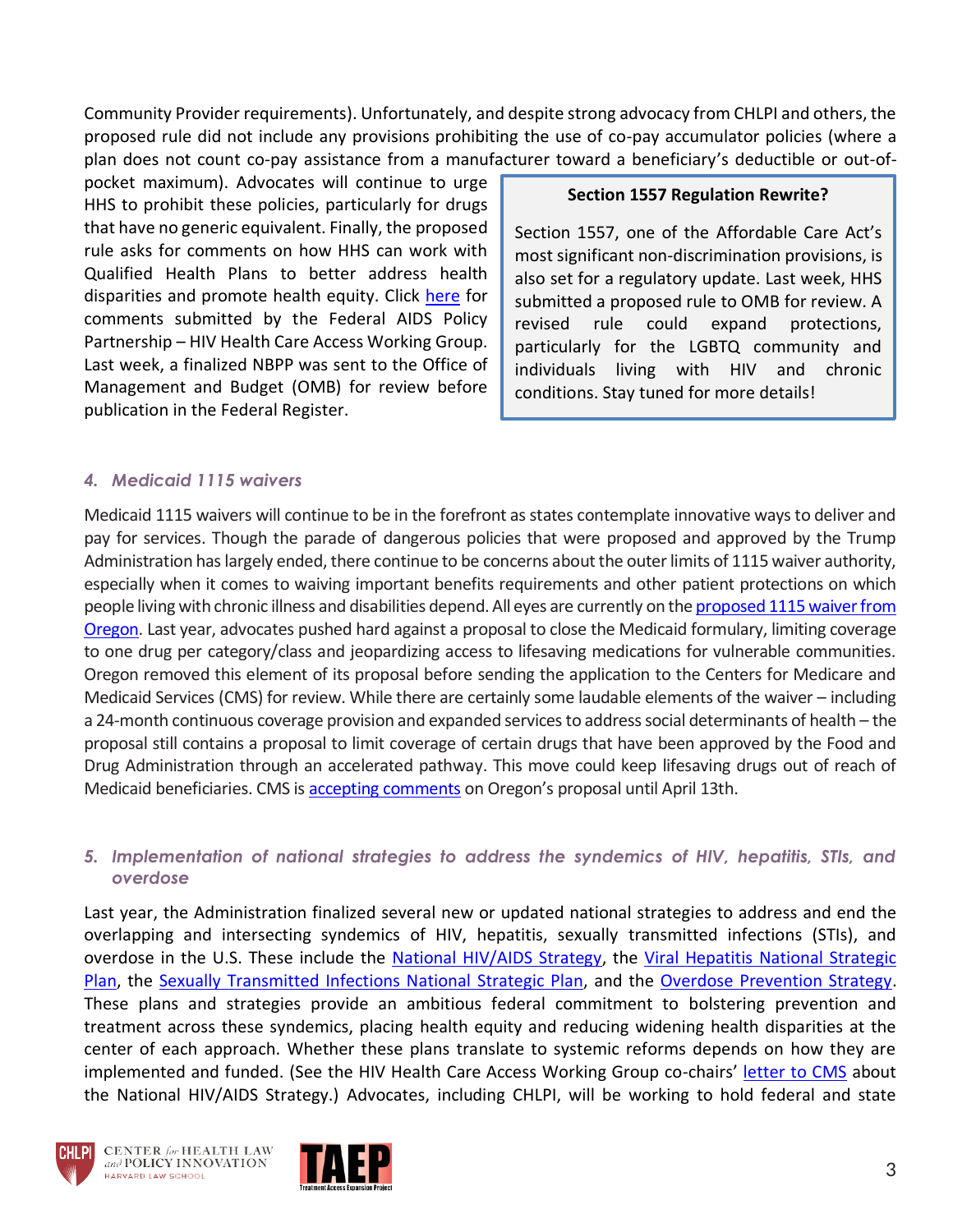Community Provider requirements). Unfortunately, and despite strong advocacy from CHLPI and others, the proposed rule did not include any provisions prohibiting the use of co-pay accumulator policies (where a plan does not count co-pay assistance from a manufacturer toward a beneficiary's deductible or out-of-pocket maximum). Advocates will continue to urge HHS to prohibit these policies, particularly for drugs that have no generic equivalent. Finally, the proposed rule asks for comments on how HHS can work with Qualified Health Plans to better address health disparities and promote health equity. Click here for comments submitted by the Federal AIDS Policy Partnership – HIV Health Care Access Working Group. Last week, a finalized NBPP was sent to the Office of Management and Budget (OMB) for review before publication in the Federal Register.

> **Section 1557 Regulation Rewrite?**
>
> Section 1557, one of the Affordable Care Act's most significant non-discrimination provisions, is also set for a regulatory update. Last week, HHS submitted a proposed rule to OMB for review. A revised rule could expand protections, particularly for the LGBTQ community and individuals living with HIV and chronic conditions. Stay tuned for more details!

### *4. Medicaid 1115 waivers*

Medicaid 1115 waivers will continue to be in the forefront as states contemplate innovative ways to deliver and pay for services. Though the parade of dangerous policies that were proposed and approved by the Trump Administration has largely ended, there continue to be concerns about the outer limits of 1115 waiver authority, especially when it comes to waiving important benefits requirements and other patient protections on which people living with chronic illness and disabilities depend. All eyes are currently on the proposed 1115 waiver from Oregon. Last year, advocates pushed hard against a proposal to close the Medicaid formulary, limiting coverage to one drug per category/class and jeopardizing access to lifesaving medications for vulnerable communities. Oregon removed this element of its proposal before sending the application to the Centers for Medicare and Medicaid Services (CMS) for review. While there are certainly some laudable elements of the waiver – including a 24-month continuous coverage provision and expanded services to address social determinants of health – the proposal still contains a proposal to limit coverage of certain drugs that have been approved by the Food and Drug Administration through an accelerated pathway. This move could keep lifesaving drugs out of reach of Medicaid beneficiaries. CMS is accepting comments on Oregon's proposal until April 13th.

### *5. Implementation of national strategies to address the syndemics of HIV, hepatitis, STIs, and overdose*

Last year, the Administration finalized several new or updated national strategies to address and end the overlapping and intersecting syndemics of HIV, hepatitis, sexually transmitted infections (STIs), and overdose in the U.S. These include the National HIV/AIDS Strategy, the Viral Hepatitis National Strategic Plan, the Sexually Transmitted Infections National Strategic Plan, and the Overdose Prevention Strategy. These plans and strategies provide an ambitious federal commitment to bolstering prevention and treatment across these syndemics, placing health equity and reducing widening health disparities at the center of each approach. Whether these plans translate to systemic reforms depends on how they are implemented and funded. (See the HIV Health Care Access Working Group co-chairs' letter to CMS about the National HIV/AIDS Strategy.) Advocates, including CHLPI, will be working to hold federal and state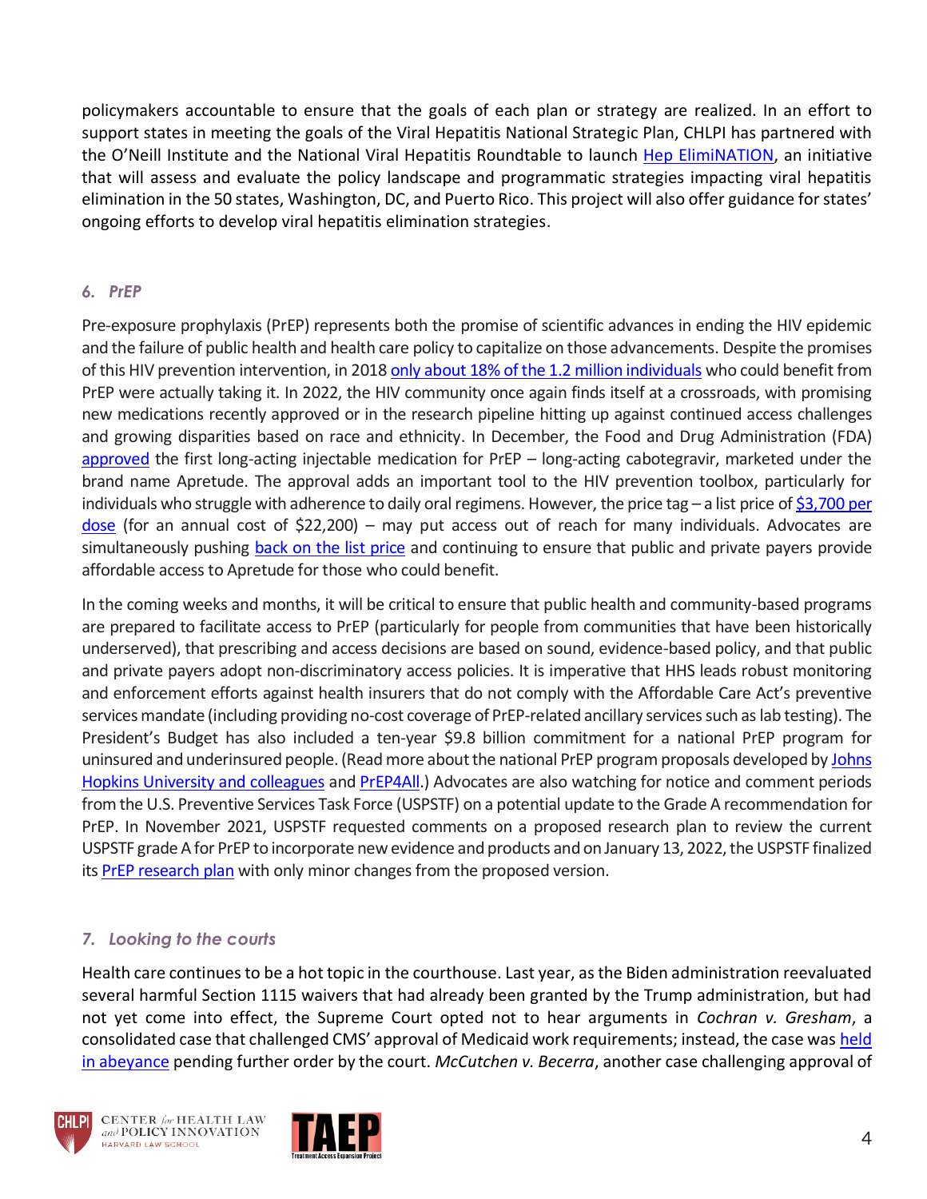policymakers accountable to ensure that the goals of each plan or strategy are realized. In an effort to support states in meeting the goals of the Viral Hepatitis National Strategic Plan, CHLPI has partnered with the O'Neill Institute and the National Viral Hepatitis Roundtable to launch Hep ElimiNATION, an initiative that will assess and evaluate the policy landscape and programmatic strategies impacting viral hepatitis elimination in the 50 states, Washington, DC, and Puerto Rico. This project will also offer guidance for states' ongoing efforts to develop viral hepatitis elimination strategies.

### *6. PrEP*

Pre-exposure prophylaxis (PrEP) represents both the promise of scientific advances in ending the HIV epidemic and the failure of public health and health care policy to capitalize on those advancements. Despite the promises of this HIV prevention intervention, in 2018 only about 18% of the 1.2 million individuals who could benefit from PrEP were actually taking it. In 2022, the HIV community once again finds itself at a crossroads, with promising new medications recently approved or in the research pipeline hitting up against continued access challenges and growing disparities based on race and ethnicity. In December, the Food and Drug Administration (FDA) approved the first long-acting injectable medication for PrEP – long-acting cabotegravir, marketed under the brand name Apretude. The approval adds an important tool to the HIV prevention toolbox, particularly for individuals who struggle with adherence to daily oral regimens. However, the price tag – a list price of $3,700 per dose (for an annual cost of $22,200) – may put access out of reach for many individuals. Advocates are simultaneously pushing back on the list price and continuing to ensure that public and private payers provide affordable access to Apretude for those who could benefit.

In the coming weeks and months, it will be critical to ensure that public health and community-based programs are prepared to facilitate access to PrEP (particularly for people from communities that have been historically underserved), that prescribing and access decisions are based on sound, evidence-based policy, and that public and private payers adopt non-discriminatory access policies. It is imperative that HHS leads robust monitoring and enforcement efforts against health insurers that do not comply with the Affordable Care Act's preventive services mandate (including providing no-cost coverage of PrEP-related ancillary services such as lab testing). The President's Budget has also included a ten-year $9.8 billion commitment for a national PrEP program for uninsured and underinsured people. (Read more about the national PrEP program proposals developed by Johns Hopkins University and colleagues and PrEP4All.) Advocates are also watching for notice and comment periods from the U.S. Preventive Services Task Force (USPSTF) on a potential update to the Grade A recommendation for PrEP. In November 2021, USPSTF requested comments on a proposed research plan to review the current USPSTF grade A for PrEP to incorporate new evidence and products and on January 13, 2022, the USPSTF finalized its PrEP research plan with only minor changes from the proposed version.

### *7. Looking to the courts*

Health care continues to be a hot topic in the courthouse. Last year, as the Biden administration reevaluated several harmful Section 1115 waivers that had already been granted by the Trump administration, but had not yet come into effect, the Supreme Court opted not to hear arguments in *Cochran v. Gresham*, a consolidated case that challenged CMS' approval of Medicaid work requirements; instead, the case was held in abeyance pending further order by the court. *McCutchen v. Becerra*, another case challenging approval of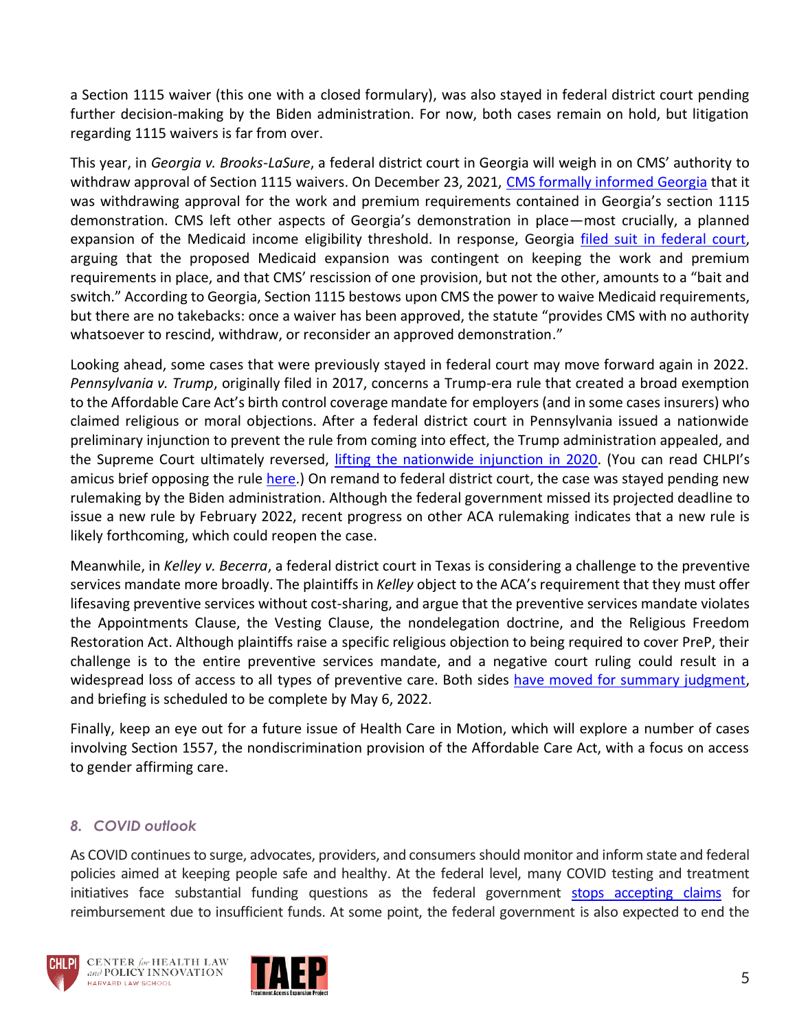a Section 1115 waiver (this one with a closed formulary), was also stayed in federal district court pending further decision-making by the Biden administration. For now, both cases remain on hold, but litigation regarding 1115 waivers is far from over.

This year, in *Georgia v. Brooks-LaSure*, a federal district court in Georgia will weigh in on CMS' authority to withdraw approval of Section 1115 waivers. On December 23, 2021, [CMS formally informed Georgia]() that it was withdrawing approval for the work and premium requirements contained in Georgia's section 1115 demonstration. CMS left other aspects of Georgia's demonstration in place—most crucially, a planned expansion of the Medicaid income eligibility threshold. In response, Georgia [filed suit in federal court](), arguing that the proposed Medicaid expansion was contingent on keeping the work and premium requirements in place, and that CMS' rescission of one provision, but not the other, amounts to a "bait and switch." According to Georgia, Section 1115 bestows upon CMS the power to waive Medicaid requirements, but there are no takebacks: once a waiver has been approved, the statute "provides CMS with no authority whatsoever to rescind, withdraw, or reconsider an approved demonstration."

Looking ahead, some cases that were previously stayed in federal court may move forward again in 2022. *Pennsylvania v. Trump*, originally filed in 2017, concerns a Trump-era rule that created a broad exemption to the Affordable Care Act's birth control coverage mandate for employers (and in some cases insurers) who claimed religious or moral objections. After a federal district court in Pennsylvania issued a nationwide preliminary injunction to prevent the rule from coming into effect, the Trump administration appealed, and the Supreme Court ultimately reversed, [lifting the nationwide injunction in 2020](). (You can read CHLPI's amicus brief opposing the rule [here]().) On remand to federal district court, the case was stayed pending new rulemaking by the Biden administration. Although the federal government missed its projected deadline to issue a new rule by February 2022, recent progress on other ACA rulemaking indicates that a new rule is likely forthcoming, which could reopen the case.

Meanwhile, in *Kelley v. Becerra*, a federal district court in Texas is considering a challenge to the preventive services mandate more broadly. The plaintiffs in *Kelley* object to the ACA's requirement that they must offer lifesaving preventive services without cost-sharing, and argue that the preventive services mandate violates the Appointments Clause, the Vesting Clause, the nondelegation doctrine, and the Religious Freedom Restoration Act. Although plaintiffs raise a specific religious objection to being required to cover PreP, their challenge is to the entire preventive services mandate, and a negative court ruling could result in a widespread loss of access to all types of preventive care. Both sides [have moved for summary judgment](), and briefing is scheduled to be complete by May 6, 2022.

Finally, keep an eye out for a future issue of Health Care in Motion, which will explore a number of cases involving Section 1557, the nondiscrimination provision of the Affordable Care Act, with a focus on access to gender affirming care.

### *8. COVID outlook*

As COVID continues to surge, advocates, providers, and consumers should monitor and inform state and federal policies aimed at keeping people safe and healthy. At the federal level, many COVID testing and treatment initiatives face substantial funding questions as the federal government [stops accepting claims]() for reimbursement due to insufficient funds. At some point, the federal government is also expected to end the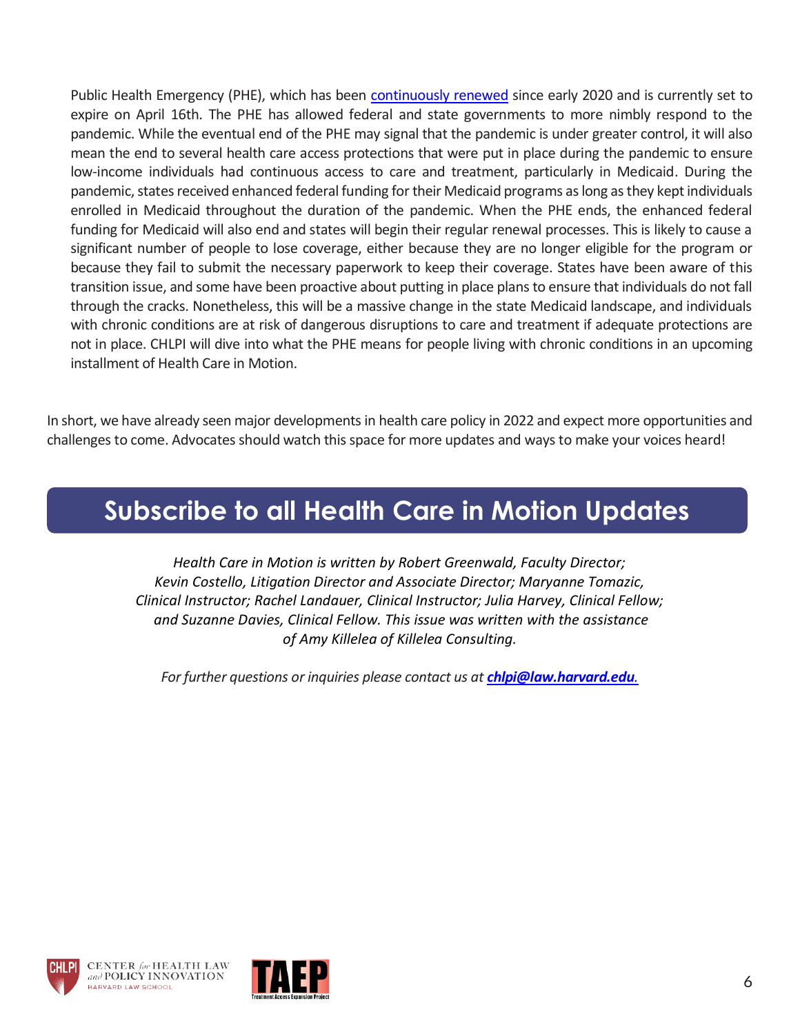Public Health Emergency (PHE), which has been continuously renewed since early 2020 and is currently set to expire on April 16th. The PHE has allowed federal and state governments to more nimbly respond to the pandemic. While the eventual end of the PHE may signal that the pandemic is under greater control, it will also mean the end to several health care access protections that were put in place during the pandemic to ensure low-income individuals had continuous access to care and treatment, particularly in Medicaid. During the pandemic, states received enhanced federal funding for their Medicaid programs as long as they kept individuals enrolled in Medicaid throughout the duration of the pandemic. When the PHE ends, the enhanced federal funding for Medicaid will also end and states will begin their regular renewal processes. This is likely to cause a significant number of people to lose coverage, either because they are no longer eligible for the program or because they fail to submit the necessary paperwork to keep their coverage. States have been aware of this transition issue, and some have been proactive about putting in place plans to ensure that individuals do not fall through the cracks. Nonetheless, this will be a massive change in the state Medicaid landscape, and individuals with chronic conditions are at risk of dangerous disruptions to care and treatment if adequate protections are not in place. CHLPI will dive into what the PHE means for people living with chronic conditions in an upcoming installment of Health Care in Motion.

In short, we have already seen major developments in health care policy in 2022 and expect more opportunities and challenges to come. Advocates should watch this space for more updates and ways to make your voices heard!

## Subscribe to all Health Care in Motion Updates

*Health Care in Motion is written by Robert Greenwald, Faculty Director; Kevin Costello, Litigation Director and Associate Director; Maryanne Tomazic, Clinical Instructor; Rachel Landauer, Clinical Instructor; Julia Harvey, Clinical Fellow; and Suzanne Davies, Clinical Fellow. This issue was written with the assistance of Amy Killelea of Killelea Consulting.*

*For further questions or inquiries please contact us at **chlpi@law.harvard.edu**.*